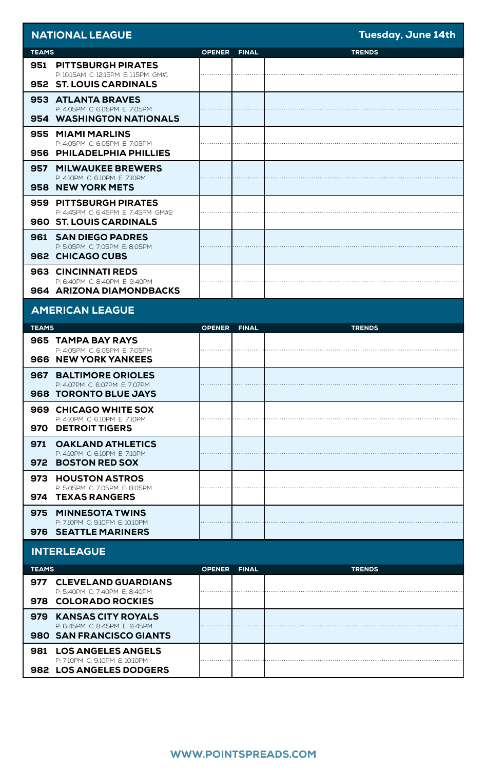## NATIONAL LEAGUE

**Tuesday, June 14th**

| TEAMS | OPENER | FINAL | TRENDS |
|---|---|---|---|
| **951 PITTSBURGH PIRATES** P: 10:15AM C: 12:15PM E: 1:15PM GM#1 **952 ST. LOUIS CARDINALS** | | | |
| **953 ATLANTA BRAVES** P: 4:05PM C: 6:05PM E: 7:05PM **954 WASHINGTON NATIONALS** | | | |
| **955 MIAMI MARLINS** P: 4:05PM C: 6:05PM E: 7:05PM **956 PHILADELPHIA PHILLIES** | | | |
| **957 MILWAUKEE BREWERS** P: 4:10PM C: 6:10PM E: 7:10PM **958 NEW YORK METS** | | | |
| **959 PITTSBURGH PIRATES** P: 4:45PM C: 6:45PM E: 7:45PM GM#2 **960 ST. LOUIS CARDINALS** | | | |
| **961 SAN DIEGO PADRES** P: 5:05PM C: 7:05PM E: 8:05PM **962 CHICAGO CUBS** | | | |
| **963 CINCINNATI REDS** P: 6:40PM C: 8:40PM E: 9:40PM **964 ARIZONA DIAMONDBACKS** | | | |

## AMERICAN LEAGUE

| TEAMS | OPENER | FINAL | TRENDS |
|---|---|---|---|
| **965 TAMPA BAY RAYS** P: 4:05PM C: 6:05PM E: 7:05PM **966 NEW YORK YANKEES** | | | |
| **967 BALTIMORE ORIOLES** P: 4:07PM C: 6:07PM E: 7:07PM **968 TORONTO BLUE JAYS** | | | |
| **969 CHICAGO WHITE SOX** P: 4:10PM C: 6:10PM E: 7:10PM **970 DETROIT TIGERS** | | | |
| **971 OAKLAND ATHLETICS** P: 4:10PM C: 6:10PM E: 7:10PM **972 BOSTON RED SOX** | | | |
| **973 HOUSTON ASTROS** P: 5:05PM C: 7:05PM E: 8:05PM **974 TEXAS RANGERS** | | | |
| **975 MINNESOTA TWINS** P: 7:10PM C: 9:10PM E: 10:10PM **976 SEATTLE MARINERS** | | | |

## INTERLEAGUE

| TEAMS | OPENER | FINAL | TRENDS |
|---|---|---|---|
| **977 CLEVELAND GUARDIANS** P: 5:40PM C: 7:40PM E: 8:40PM **978 COLORADO ROCKIES** | | | |
| **979 KANSAS CITY ROYALS** P: 6:45PM C: 8:45PM E: 9:45PM **980 SAN FRANCISCO GIANTS** | | | |
| **981 LOS ANGELES ANGELS** P: 7:10PM C: 9:10PM E: 10:10PM **982 LOS ANGELES DODGERS** | | | |

**WWW.POINTSPREADS.COM**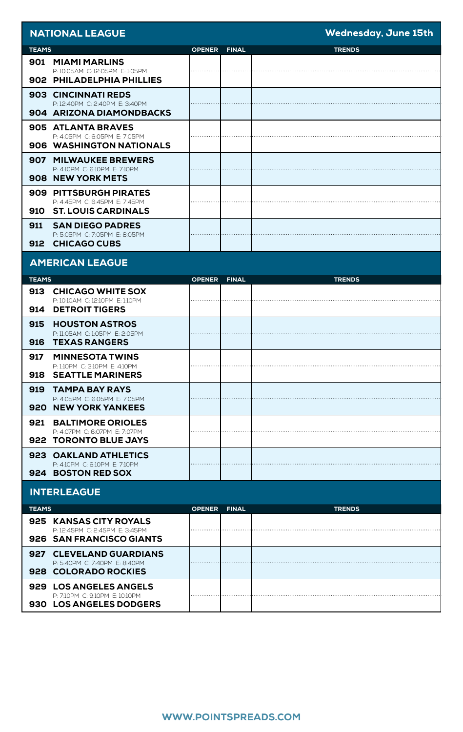## NATIONAL LEAGUE

**Wednesday, June 15th**

| TEAMS | OPENER | FINAL | TRENDS |
|---|---|---|---|
| **901 MIAMI MARLINS**<br>P: 10:05AM C: 12:05PM E: 1:05PM<br>**902 PHILADELPHIA PHILLIES** | | | |
| **903 CINCINNATI REDS**<br>P: 12:40PM C: 2:40PM E: 3:40PM<br>**904 ARIZONA DIAMONDBACKS** | | | |
| **905 ATLANTA BRAVES**<br>P: 4:05PM C: 6:05PM E: 7:05PM<br>**906 WASHINGTON NATIONALS** | | | |
| **907 MILWAUKEE BREWERS**<br>P: 4:10PM C: 6:10PM E: 7:10PM<br>**908 NEW YORK METS** | | | |
| **909 PITTSBURGH PIRATES**<br>P: 4:45PM C: 6:45PM E: 7:45PM<br>**910 ST. LOUIS CARDINALS** | | | |
| **911 SAN DIEGO PADRES**<br>P: 5:05PM C: 7:05PM E: 8:05PM<br>**912 CHICAGO CUBS** | | | |

## AMERICAN LEAGUE

| TEAMS | OPENER | FINAL | TRENDS |
|---|---|---|---|
| **913 CHICAGO WHITE SOX**<br>P: 10:10AM C: 12:10PM E: 1:10PM<br>**914 DETROIT TIGERS** | | | |
| **915 HOUSTON ASTROS**<br>P: 11:05AM C: 1:05PM E: 2:05PM<br>**916 TEXAS RANGERS** | | | |
| **917 MINNESOTA TWINS**<br>P: 1:10PM C: 3:10PM E: 4:10PM<br>**918 SEATTLE MARINERS** | | | |
| **919 TAMPA BAY RAYS**<br>P: 4:05PM C: 6:05PM E: 7:05PM<br>**920 NEW YORK YANKEES** | | | |
| **921 BALTIMORE ORIOLES**<br>P: 4:07PM C: 6:07PM E: 7:07PM<br>**922 TORONTO BLUE JAYS** | | | |
| **923 OAKLAND ATHLETICS**<br>P: 4:10PM C: 6:10PM E: 7:10PM<br>**924 BOSTON RED SOX** | | | |

## INTERLEAGUE

| TEAMS | OPENER | FINAL | TRENDS |
|---|---|---|---|
| **925 KANSAS CITY ROYALS**<br>P: 12:45PM C: 2:45PM E: 3:45PM<br>**926 SAN FRANCISCO GIANTS** | | | |
| **927 CLEVELAND GUARDIANS**<br>P: 5:40PM C: 7:40PM E: 8:40PM<br>**928 COLORADO ROCKIES** | | | |
| **929 LOS ANGELES ANGELS**<br>P: 7:10PM C: 9:10PM E: 10:10PM<br>**930 LOS ANGELES DODGERS** | | | |

**WWW.POINTSPREADS.COM**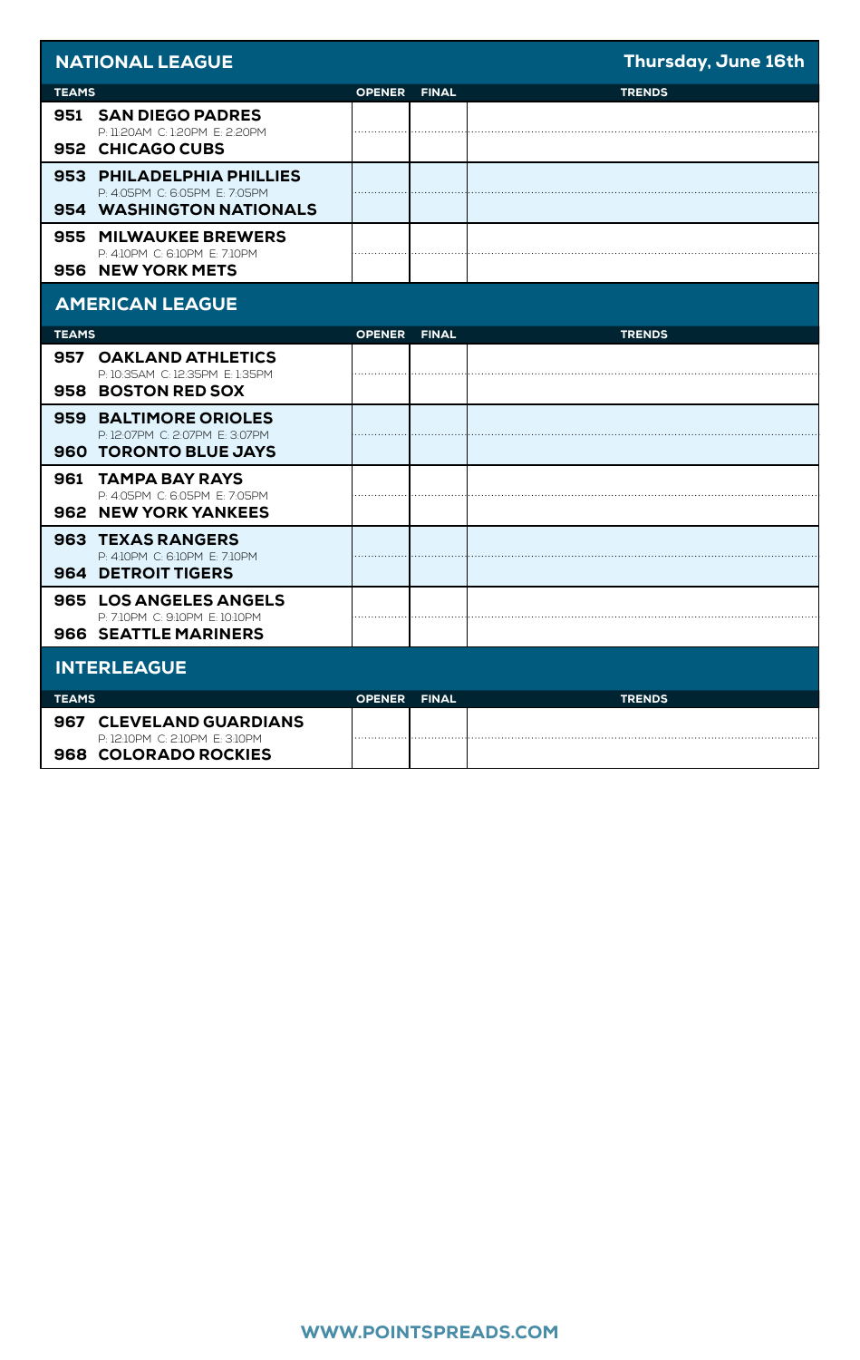## NATIONAL LEAGUE

**Thursday, June 16th**

| TEAMS | OPENER | FINAL | TRENDS |
|---|---|---|---|
| **951 SAN DIEGO PADRES**<br>P: 11:20AM C: 1:20PM E: 2:20PM<br>**952 CHICAGO CUBS** | | | |
| **953 PHILADELPHIA PHILLIES**<br>P: 4:05PM C: 6:05PM E: 7:05PM<br>**954 WASHINGTON NATIONALS** | | | |
| **955 MILWAUKEE BREWERS**<br>P: 4:10PM C: 6:10PM E: 7:10PM<br>**956 NEW YORK METS** | | | |

## AMERICAN LEAGUE

| TEAMS | OPENER | FINAL | TRENDS |
|---|---|---|---|
| **957 OAKLAND ATHLETICS**<br>P: 10:35AM C: 12:35PM E: 1:35PM<br>**958 BOSTON RED SOX** | | | |
| **959 BALTIMORE ORIOLES**<br>P: 12:07PM C: 2:07PM E: 3:07PM<br>**960 TORONTO BLUE JAYS** | | | |
| **961 TAMPA BAY RAYS**<br>P: 4:05PM C: 6:05PM E: 7:05PM<br>**962 NEW YORK YANKEES** | | | |
| **963 TEXAS RANGERS**<br>P: 4:10PM C: 6:10PM E: 7:10PM<br>**964 DETROIT TIGERS** | | | |
| **965 LOS ANGELES ANGELS**<br>P: 7:10PM C: 9:10PM E: 10:10PM<br>**966 SEATTLE MARINERS** | | | |

## INTERLEAGUE

| TEAMS | OPENER | FINAL | TRENDS |
|---|---|---|---|
| **967 CLEVELAND GUARDIANS**<br>P: 12:10PM C: 2:10PM E: 3:10PM<br>**968 COLORADO ROCKIES** | | | |

**WWW.POINTSPREADS.COM**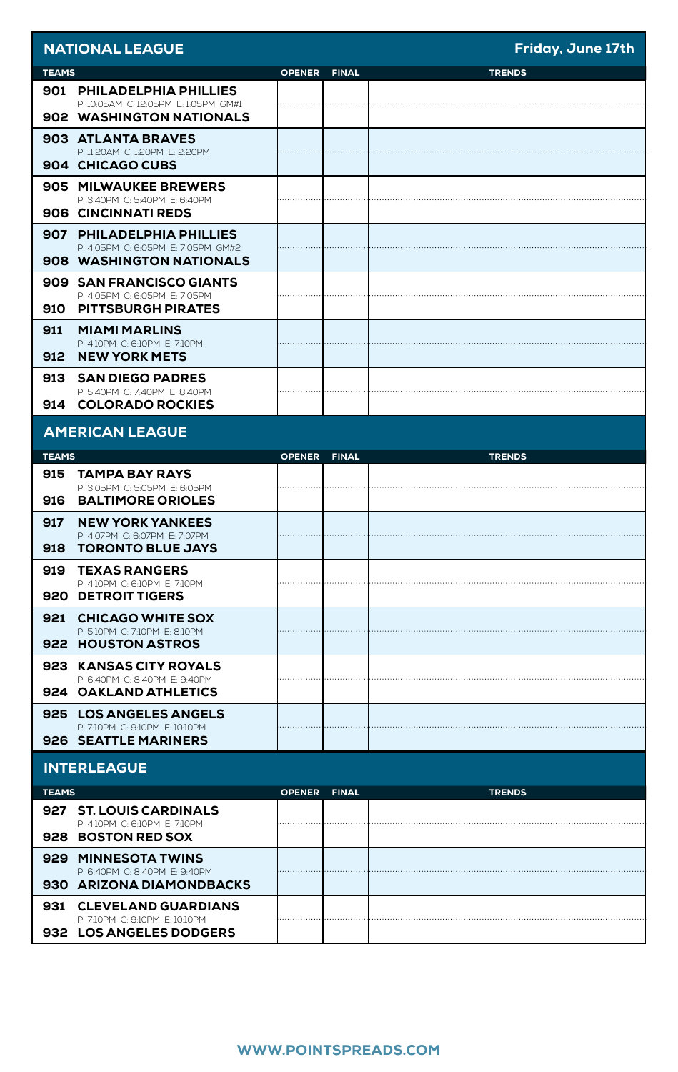## NATIONAL LEAGUE

**Friday, June 17th**

| TEAMS | OPENER | FINAL | TRENDS |
|---|---|---|---|
| **901 PHILADELPHIA PHILLIES**<br>P: 10:05AM C: 12:05PM E: 1:05PM GM#1<br>**902 WASHINGTON NATIONALS** | | | |
| **903 ATLANTA BRAVES**<br>P: 11:20AM C: 1:20PM E: 2:20PM<br>**904 CHICAGO CUBS** | | | |
| **905 MILWAUKEE BREWERS**<br>P: 3:40PM C: 5:40PM E: 6:40PM<br>**906 CINCINNATI REDS** | | | |
| **907 PHILADELPHIA PHILLIES**<br>P: 4:05PM C: 6:05PM E: 7:05PM GM#2<br>**908 WASHINGTON NATIONALS** | | | |
| **909 SAN FRANCISCO GIANTS**<br>P: 4:05PM C: 6:05PM E: 7:05PM<br>**910 PITTSBURGH PIRATES** | | | |
| **911 MIAMI MARLINS**<br>P: 4:10PM C: 6:10PM E: 7:10PM<br>**912 NEW YORK METS** | | | |
| **913 SAN DIEGO PADRES**<br>P: 5:40PM C: 7:40PM E: 8:40PM<br>**914 COLORADO ROCKIES** | | | |

## AMERICAN LEAGUE

| TEAMS | OPENER | FINAL | TRENDS |
|---|---|---|---|
| **915 TAMPA BAY RAYS**<br>P: 3:05PM C: 5:05PM E: 6:05PM<br>**916 BALTIMORE ORIOLES** | | | |
| **917 NEW YORK YANKEES**<br>P: 4:07PM C: 6:07PM E: 7:07PM<br>**918 TORONTO BLUE JAYS** | | | |
| **919 TEXAS RANGERS**<br>P: 4:10PM C: 6:10PM E: 7:10PM<br>**920 DETROIT TIGERS** | | | |
| **921 CHICAGO WHITE SOX**<br>P: 5:10PM C: 7:10PM E: 8:10PM<br>**922 HOUSTON ASTROS** | | | |
| **923 KANSAS CITY ROYALS**<br>P: 6:40PM C: 8:40PM E: 9:40PM<br>**924 OAKLAND ATHLETICS** | | | |
| **925 LOS ANGELES ANGELS**<br>P: 7:10PM C: 9:10PM E: 10:10PM<br>**926 SEATTLE MARINERS** | | | |

## INTERLEAGUE

| TEAMS | OPENER | FINAL | TRENDS |
|---|---|---|---|
| **927 ST. LOUIS CARDINALS**<br>P: 4:10PM C: 6:10PM E: 7:10PM<br>**928 BOSTON RED SOX** | | | |
| **929 MINNESOTA TWINS**<br>P: 6:40PM C: 8:40PM E: 9:40PM<br>**930 ARIZONA DIAMONDBACKS** | | | |
| **931 CLEVELAND GUARDIANS**<br>P: 7:10PM C: 9:10PM E: 10:10PM<br>**932 LOS ANGELES DODGERS** | | | |

**WWW.POINTSPREADS.COM**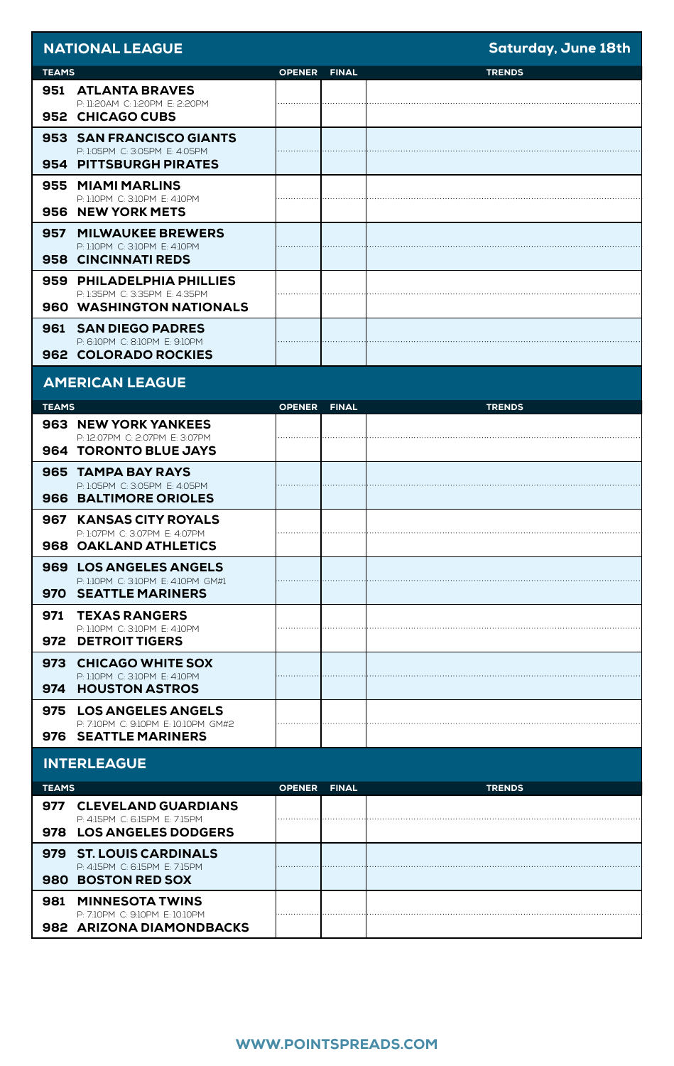## NATIONAL LEAGUE

**Saturday, June 18th**

| TEAMS | OPENER | FINAL | TRENDS |
|---|---|---|---|
| 951 ATLANTA BRAVES<br>P: 11:20AM C: 1:20PM E: 2:20PM<br>952 CHICAGO CUBS | | | |
| 953 SAN FRANCISCO GIANTS<br>P: 1:05PM C: 3:05PM E: 4:05PM<br>954 PITTSBURGH PIRATES | | | |
| 955 MIAMI MARLINS<br>P: 1:10PM C: 3:10PM E: 4:10PM<br>956 NEW YORK METS | | | |
| 957 MILWAUKEE BREWERS<br>P: 1:10PM C: 3:10PM E: 4:10PM<br>958 CINCINNATI REDS | | | |
| 959 PHILADELPHIA PHILLIES<br>P: 1:35PM C: 3:35PM E: 4:35PM<br>960 WASHINGTON NATIONALS | | | |
| 961 SAN DIEGO PADRES<br>P: 6:10PM C: 8:10PM E: 9:10PM<br>962 COLORADO ROCKIES | | | |

## AMERICAN LEAGUE

| TEAMS | OPENER | FINAL | TRENDS |
|---|---|---|---|
| 963 NEW YORK YANKEES<br>P: 12:07PM C: 2:07PM E: 3:07PM<br>964 TORONTO BLUE JAYS | | | |
| 965 TAMPA BAY RAYS<br>P: 1:05PM C: 3:05PM E: 4:05PM<br>966 BALTIMORE ORIOLES | | | |
| 967 KANSAS CITY ROYALS<br>P: 1:07PM C: 3:07PM E: 4:07PM<br>968 OAKLAND ATHLETICS | | | |
| 969 LOS ANGELES ANGELS<br>P: 1:10PM C: 3:10PM E: 4:10PM GM#1<br>970 SEATTLE MARINERS | | | |
| 971 TEXAS RANGERS<br>P: 1:10PM C: 3:10PM E: 4:10PM<br>972 DETROIT TIGERS | | | |
| 973 CHICAGO WHITE SOX<br>P: 1:10PM C: 3:10PM E: 4:10PM<br>974 HOUSTON ASTROS | | | |
| 975 LOS ANGELES ANGELS<br>P: 7:10PM C: 9:10PM E: 10:10PM GM#2<br>976 SEATTLE MARINERS | | | |

## INTERLEAGUE

| TEAMS | OPENER | FINAL | TRENDS |
|---|---|---|---|
| 977 CLEVELAND GUARDIANS<br>P: 4:15PM C: 6:15PM E: 7:15PM<br>978 LOS ANGELES DODGERS | | | |
| 979 ST. LOUIS CARDINALS<br>P: 4:15PM C: 6:15PM E: 7:15PM<br>980 BOSTON RED SOX | | | |
| 981 MINNESOTA TWINS<br>P: 7:10PM C: 9:10PM E: 10:10PM<br>982 ARIZONA DIAMONDBACKS | | | |

WWW.POINTSPREADS.COM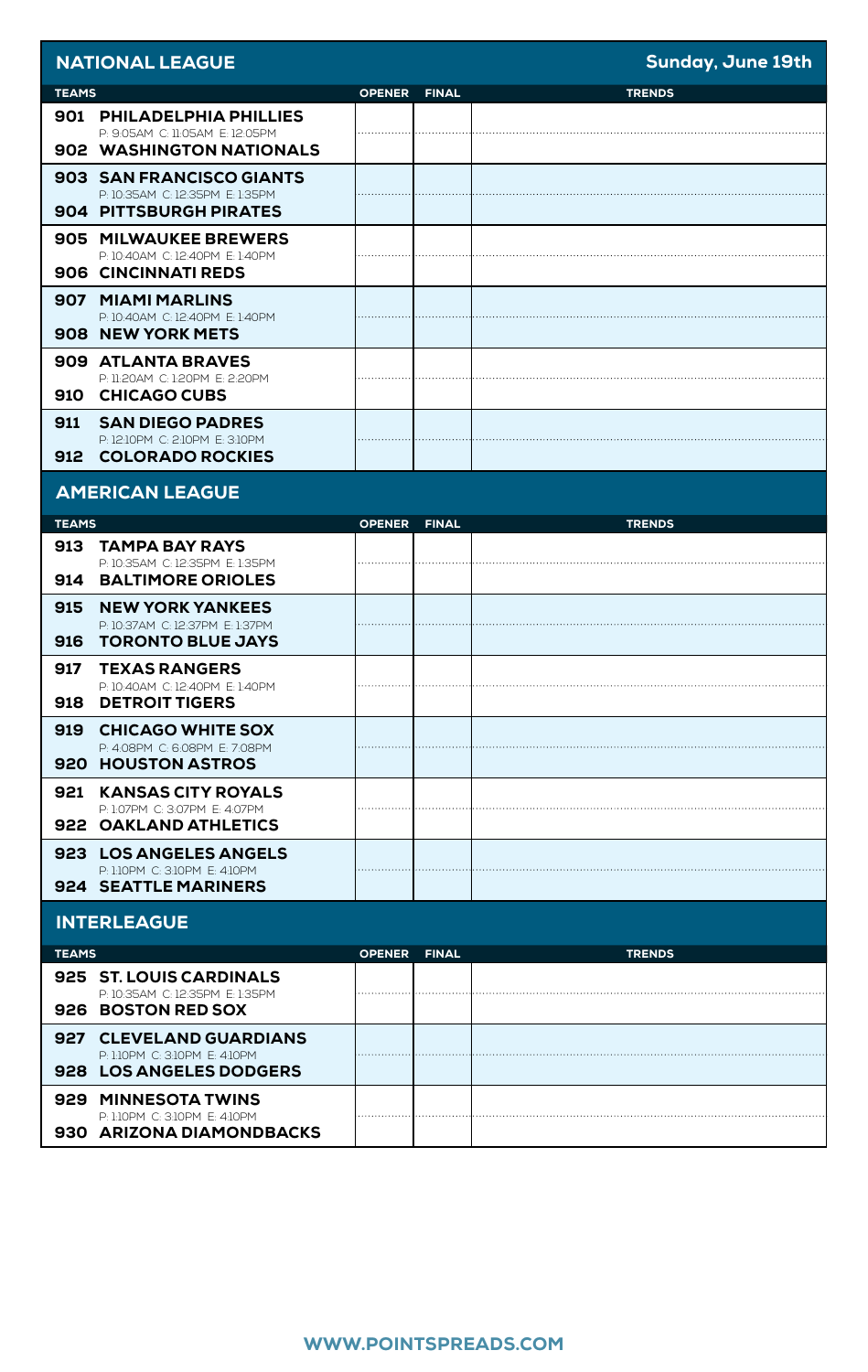## NATIONAL LEAGUE

**Sunday, June 19th**

| TEAMS | OPENER | FINAL | TRENDS |
|---|---|---|---|
| **901 PHILADELPHIA PHILLIES**<br>P: 9:05AM C: 11:05AM E: 12:05PM<br>**902 WASHINGTON NATIONALS** | | | |
| **903 SAN FRANCISCO GIANTS**<br>P: 10:35AM C: 12:35PM E: 1:35PM<br>**904 PITTSBURGH PIRATES** | | | |
| **905 MILWAUKEE BREWERS**<br>P: 10:40AM C: 12:40PM E: 1:40PM<br>**906 CINCINNATI REDS** | | | |
| **907 MIAMI MARLINS**<br>P: 10:40AM C: 12:40PM E: 1:40PM<br>**908 NEW YORK METS** | | | |
| **909 ATLANTA BRAVES**<br>P: 11:20AM C: 1:20PM E: 2:20PM<br>**910 CHICAGO CUBS** | | | |
| **911 SAN DIEGO PADRES**<br>P: 12:10PM C: 2:10PM E: 3:10PM<br>**912 COLORADO ROCKIES** | | | |

## AMERICAN LEAGUE

| TEAMS | OPENER | FINAL | TRENDS |
|---|---|---|---|
| **913 TAMPA BAY RAYS**<br>P: 10:35AM C: 12:35PM E: 1:35PM<br>**914 BALTIMORE ORIOLES** | | | |
| **915 NEW YORK YANKEES**<br>P: 10:37AM C: 12:37PM E: 1:37PM<br>**916 TORONTO BLUE JAYS** | | | |
| **917 TEXAS RANGERS**<br>P: 10:40AM C: 12:40PM E: 1:40PM<br>**918 DETROIT TIGERS** | | | |
| **919 CHICAGO WHITE SOX**<br>P: 4:08PM C: 6:08PM E: 7:08PM<br>**920 HOUSTON ASTROS** | | | |
| **921 KANSAS CITY ROYALS**<br>P: 1:07PM C: 3:07PM E: 4:07PM<br>**922 OAKLAND ATHLETICS** | | | |
| **923 LOS ANGELES ANGELS**<br>P: 1:10PM C: 3:10PM E: 4:10PM<br>**924 SEATTLE MARINERS** | | | |

## INTERLEAGUE

| TEAMS | OPENER | FINAL | TRENDS |
|---|---|---|---|
| **925 ST. LOUIS CARDINALS**<br>P: 10:35AM C: 12:35PM E: 1:35PM<br>**926 BOSTON RED SOX** | | | |
| **927 CLEVELAND GUARDIANS**<br>P: 1:10PM C: 3:10PM E: 4:10PM<br>**928 LOS ANGELES DODGERS** | | | |
| **929 MINNESOTA TWINS**<br>P: 1:10PM C: 3:10PM E: 4:10PM<br>**930 ARIZONA DIAMONDBACKS** | | | |

**WWW.POINTSPREADS.COM**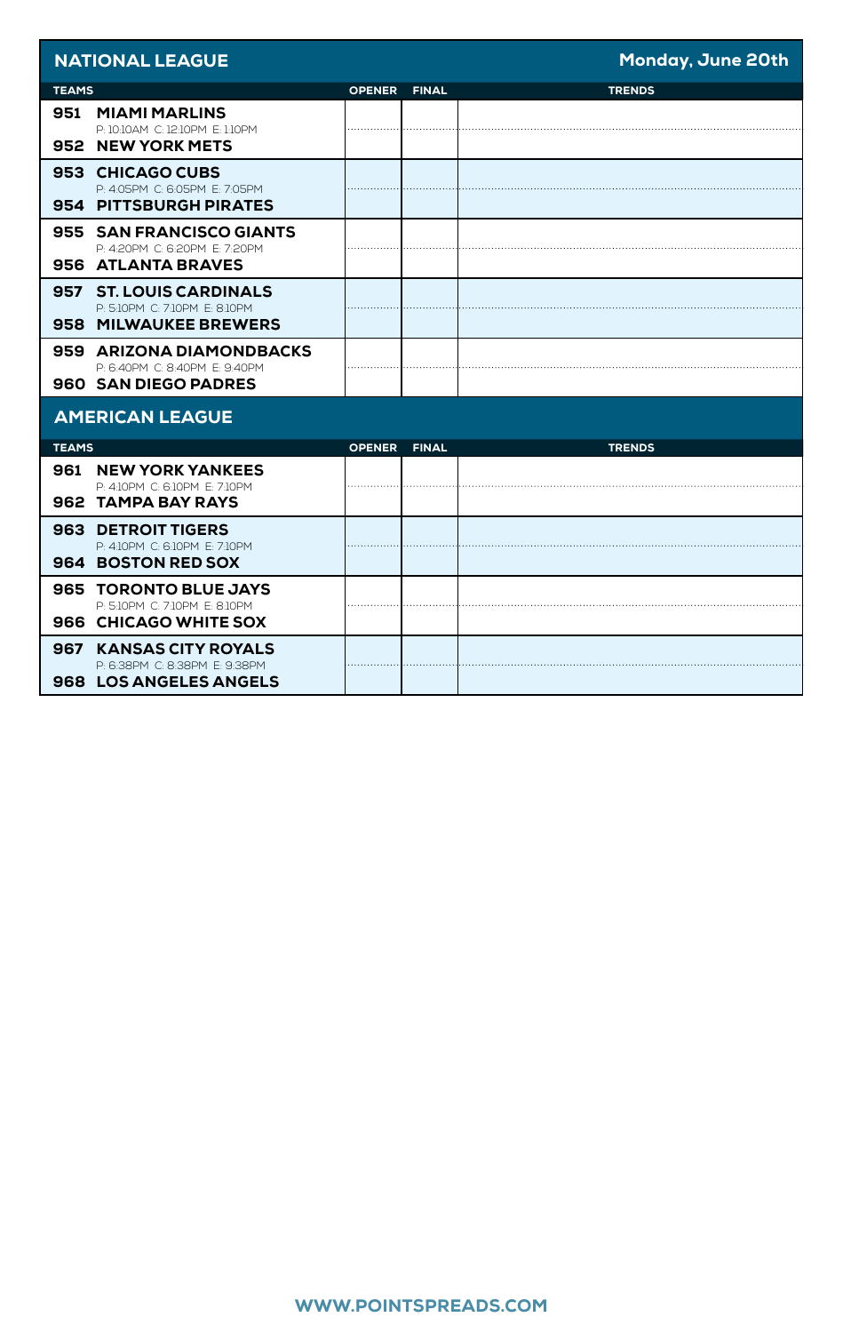## NATIONAL LEAGUE

**Monday, June 20th**

| TEAMS | OPENER | FINAL | TRENDS |
|---|---|---|---|
| **951 MIAMI MARLINS**<br>P: 10:10AM C: 12:10PM E: 1:10PM<br>**952 NEW YORK METS** | | | |
| **953 CHICAGO CUBS**<br>P: 4:05PM C: 6:05PM E: 7:05PM<br>**954 PITTSBURGH PIRATES** | | | |
| **955 SAN FRANCISCO GIANTS**<br>P: 4:20PM C: 6:20PM E: 7:20PM<br>**956 ATLANTA BRAVES** | | | |
| **957 ST. LOUIS CARDINALS**<br>P: 5:10PM C: 7:10PM E: 8:10PM<br>**958 MILWAUKEE BREWERS** | | | |
| **959 ARIZONA DIAMONDBACKS**<br>P: 6:40PM C: 8:40PM E: 9:40PM<br>**960 SAN DIEGO PADRES** | | | |

## AMERICAN LEAGUE

| TEAMS | OPENER | FINAL | TRENDS |
|---|---|---|---|
| **961 NEW YORK YANKEES**<br>P: 4:10PM C: 6:10PM E: 7:10PM<br>**962 TAMPA BAY RAYS** | | | |
| **963 DETROIT TIGERS**<br>P: 4:10PM C: 6:10PM E: 7:10PM<br>**964 BOSTON RED SOX** | | | |
| **965 TORONTO BLUE JAYS**<br>P: 5:10PM C: 7:10PM E: 8:10PM<br>**966 CHICAGO WHITE SOX** | | | |
| **967 KANSAS CITY ROYALS**<br>P: 6:38PM C: 8:38PM E: 9:38PM<br>**968 LOS ANGELES ANGELS** | | | |

WWW.POINTSPREADS.COM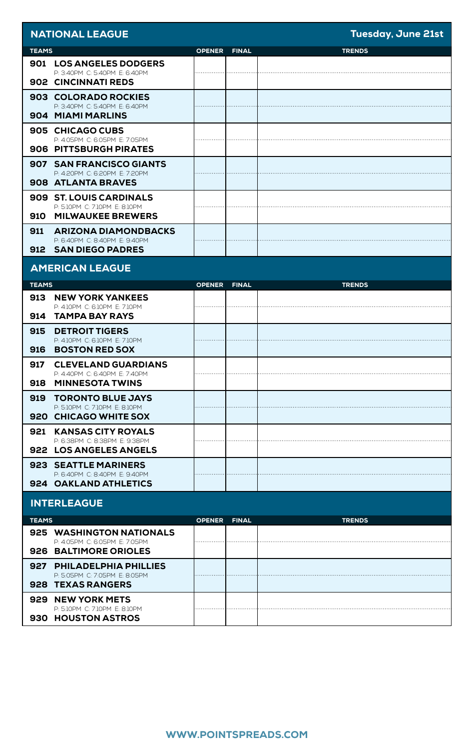## NATIONAL LEAGUE

**Tuesday, June 21st**

| TEAMS | OPENER | FINAL | TRENDS |
|---|---|---|---|
| **901 LOS ANGELES DODGERS**<br>P: 3:40PM C: 5:40PM E: 6:40PM<br>**902 CINCINNATI REDS** | | | |
| **903 COLORADO ROCKIES**<br>P: 3:40PM C: 5:40PM E: 6:40PM<br>**904 MIAMI MARLINS** | | | |
| **905 CHICAGO CUBS**<br>P: 4:05PM C: 6:05PM E: 7:05PM<br>**906 PITTSBURGH PIRATES** | | | |
| **907 SAN FRANCISCO GIANTS**<br>P: 4:20PM C: 6:20PM E: 7:20PM<br>**908 ATLANTA BRAVES** | | | |
| **909 ST. LOUIS CARDINALS**<br>P: 5:10PM C: 7:10PM E: 8:10PM<br>**910 MILWAUKEE BREWERS** | | | |
| **911 ARIZONA DIAMONDBACKS**<br>P: 6:40PM C: 8:40PM E: 9:40PM<br>**912 SAN DIEGO PADRES** | | | |

## AMERICAN LEAGUE

| TEAMS | OPENER | FINAL | TRENDS |
|---|---|---|---|
| **913 NEW YORK YANKEES**<br>P: 4:10PM C: 6:10PM E: 7:10PM<br>**914 TAMPA BAY RAYS** | | | |
| **915 DETROIT TIGERS**<br>P: 4:10PM C: 6:10PM E: 7:10PM<br>**916 BOSTON RED SOX** | | | |
| **917 CLEVELAND GUARDIANS**<br>P: 4:40PM C: 6:40PM E: 7:40PM<br>**918 MINNESOTA TWINS** | | | |
| **919 TORONTO BLUE JAYS**<br>P: 5:10PM C: 7:10PM E: 8:10PM<br>**920 CHICAGO WHITE SOX** | | | |
| **921 KANSAS CITY ROYALS**<br>P: 6:38PM C: 8:38PM E: 9:38PM<br>**922 LOS ANGELES ANGELS** | | | |
| **923 SEATTLE MARINERS**<br>P: 6:40PM C: 8:40PM E: 9:40PM<br>**924 OAKLAND ATHLETICS** | | | |

## INTERLEAGUE

| TEAMS | OPENER | FINAL | TRENDS |
|---|---|---|---|
| **925 WASHINGTON NATIONALS**<br>P: 4:05PM C: 6:05PM E: 7:05PM<br>**926 BALTIMORE ORIOLES** | | | |
| **927 PHILADELPHIA PHILLIES**<br>P: 5:05PM C: 7:05PM E: 8:05PM<br>**928 TEXAS RANGERS** | | | |
| **929 NEW YORK METS**<br>P: 5:10PM C: 7:10PM E: 8:10PM<br>**930 HOUSTON ASTROS** | | | |

**WWW.POINTSPREADS.COM**